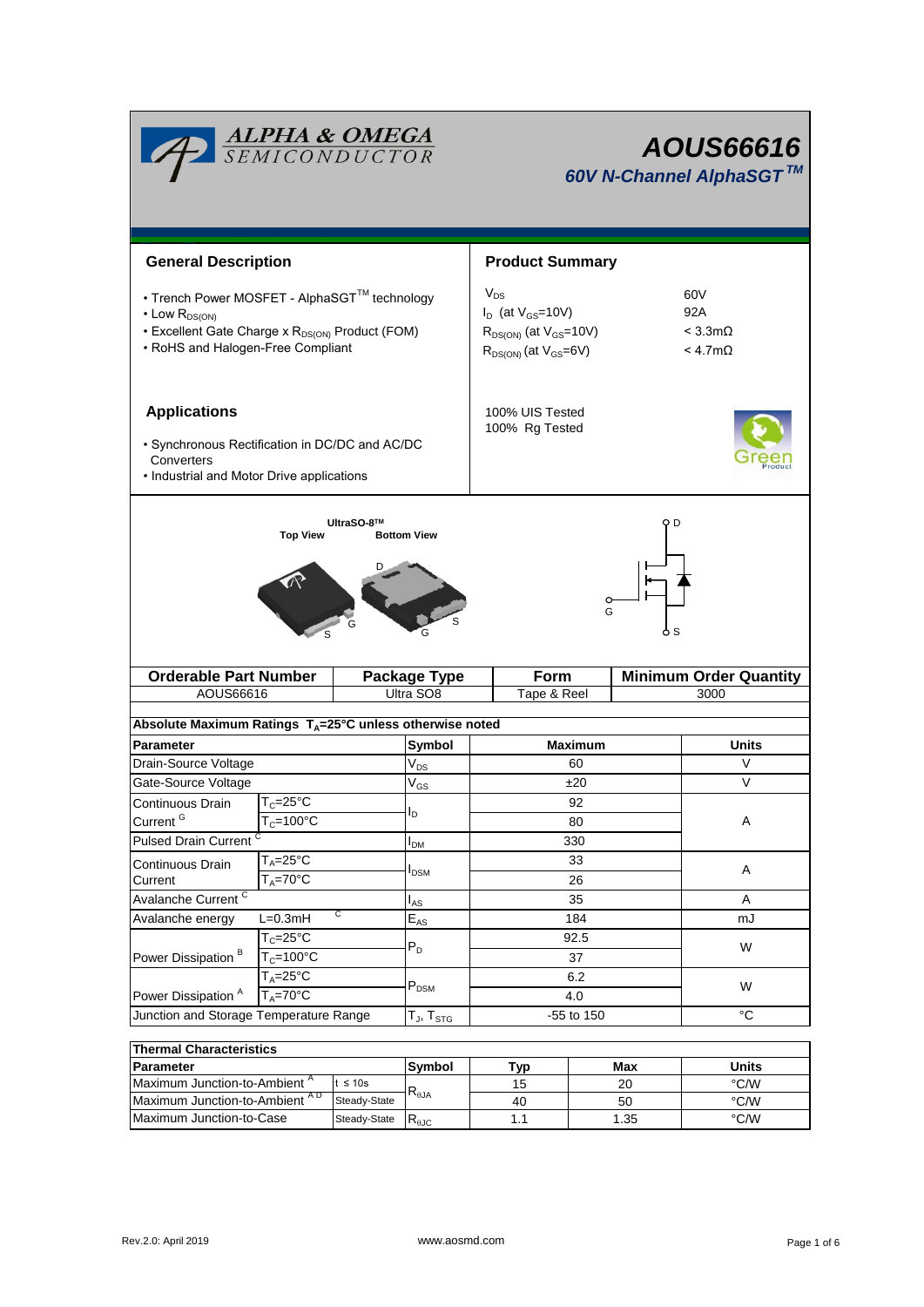# AOUS66616

## 60V N-Channel AlphaSGT™

### General Description

- Trench Power MOSFET - AlphaSGT™ technology
- Low $R_{DS(ON)}$
- Excellent Gate Charge x $R_{DS(ON)}$ Product (FOM)
- RoHS and Halogen-Free Compliant

### Product Summary

| | |
|---|---|
| $V_{DS}$ | 60V |
| $I_D$ (at $V_{GS}$=10V) | 92A |
| $R_{DS(ON)}$ (at $V_{GS}$=10V) | < 3.3mΩ |
| $R_{DS(ON)}$ (at $V_{GS}$=6V) | < 4.7mΩ |

100% UIS Tested
100% Rg Tested

### Applications

- Synchronous Rectification in DC/DC and AC/DC Converters
- Industrial and Motor Drive applications

UltraSO-8™

Top View    Bottom View

| Orderable Part Number | Package Type | Form | Minimum Order Quantity |
|---|---|---|---|
| AOUS66616 | Ultra SO8 | Tape & Reel | 3000 |

**Absolute Maximum Ratings $T_A$=25°C unless otherwise noted**

| Parameter | | Symbol | Maximum | Units |
|---|---|---|---|---|
| Drain-Source Voltage | | $V_{DS}$ | 60 | V |
| Gate-Source Voltage | | $V_{GS}$ | ±20 | V |
| Continuous Drain Current [G] | $T_C$=25°C | $I_D$ | 92 | A |
| | $T_C$=100°C | | 80 | |
| Pulsed Drain Current [C] | | $I_{DM}$ | 330 | |
| Continuous Drain Current | $T_A$=25°C | $I_{DSM}$ | 33 | A |
| | $T_A$=70°C | | 26 | |
| Avalanche Current [C] | | $I_{AS}$ | 35 | A |
| Avalanche energy | L=0.3mH [C] | $E_{AS}$ | 184 | mJ |
| Power Dissipation [B] | $T_C$=25°C | $P_D$ | 92.5 | W |
| | $T_C$=100°C | | 37 | |
| Power Dissipation [A] | $T_A$=25°C | $P_{DSM}$ | 6.2 | W |
| | $T_A$=70°C | | 4.0 | |
| Junction and Storage Temperature Range | | $T_J$, $T_{STG}$ | -55 to 150 | °C |

**Thermal Characteristics**

| Parameter | | Symbol | Typ | Max | Units |
|---|---|---|---|---|---|
| Maximum Junction-to-Ambient [A] | t ≤ 10s | $R_{\theta JA}$ | 15 | 20 | °C/W |
| Maximum Junction-to-Ambient [A D] | Steady-State | | 40 | 50 | °C/W |
| Maximum Junction-to-Case | Steady-State | $R_{\theta JC}$ | 1.1 | 1.35 | °C/W |

Rev.2.0: April 2019    www.aosmd.com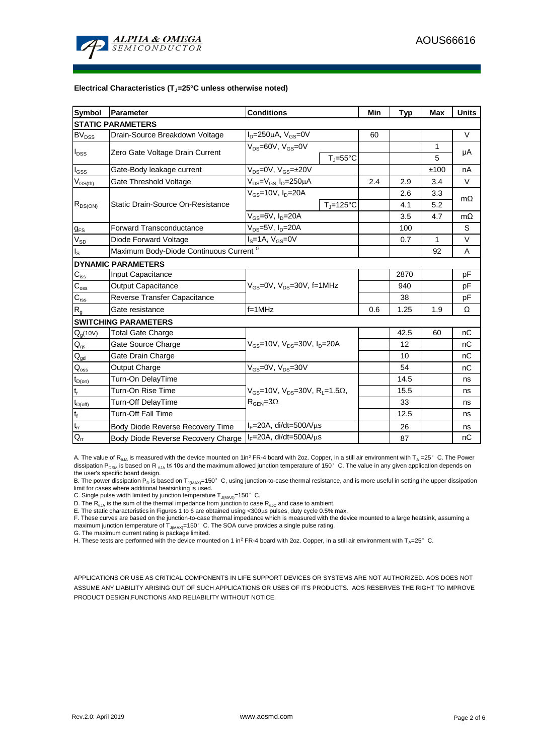**Electrical Characteristics ($T_J$=25°C unless otherwise noted)**

| Symbol | Parameter | Conditions | | Min | Typ | Max | Units |
|---|---|---|---|---|---|---|---|
| **STATIC PARAMETERS** | | | | | | | |
| $BV_{DSS}$ | Drain-Source Breakdown Voltage | $I_D$=250µA, $V_{GS}$=0V | | 60 | | | V |
| $I_{DSS}$ | Zero Gate Voltage Drain Current | $V_{DS}$=60V, $V_{GS}$=0V | | | | 1 | µA |
| | | | $T_J$=55°C | | | 5 | |
| $I_{GSS}$ | Gate-Body leakage current | $V_{DS}$=0V, $V_{GS}$=±20V | | | | ±100 | nA |
| $V_{GS(th)}$ | Gate Threshold Voltage | $V_{DS}$=$V_{GS}$, $I_D$=250µA | | 2.4 | 2.9 | 3.4 | V |
| $R_{DS(ON)}$ | Static Drain-Source On-Resistance | $V_{GS}$=10V, $I_D$=20A | | | 2.6 | 3.3 | mΩ |
| | | | $T_J$=125°C | | 4.1 | 5.2 | |
| | | $V_{GS}$=6V, $I_D$=20A | | | 3.5 | 4.7 | mΩ |
| $g_{FS}$ | Forward Transconductance | $V_{DS}$=5V, $I_D$=20A | | | 100 | | S |
| $V_{SD}$ | Diode Forward Voltage | $I_S$=1A, $V_{GS}$=0V | | | 0.7 | 1 | V |
| $I_S$ | Maximum Body-Diode Continuous Current [G] | | | | | 92 | A |
| **DYNAMIC PARAMETERS** | | | | | | | |
| $C_{iss}$ | Input Capacitance | $V_{GS}$=0V, $V_{DS}$=30V, f=1MHz | | | 2870 | | pF |
| $C_{oss}$ | Output Capacitance | | | | 940 | | pF |
| $C_{rss}$ | Reverse Transfer Capacitance | | | | 38 | | pF |
| $R_g$ | Gate resistance | f=1MHz | | 0.6 | 1.25 | 1.9 | Ω |
| **SWITCHING PARAMETERS** | | | | | | | |
| $Q_g$(10V) | Total Gate Charge | $V_{GS}$=10V, $V_{DS}$=30V, $I_D$=20A | | | 42.5 | 60 | nC |
| $Q_{gs}$ | Gate Source Charge | | | | 12 | | nC |
| $Q_{gd}$ | Gate Drain Charge | | | | 10 | | nC |
| $Q_{oss}$ | Output Charge | $V_{GS}$=0V, $V_{DS}$=30V | | | 54 | | nC |
| $t_{D(on)}$ | Turn-On DelayTime | $V_{GS}$=10V, $V_{DS}$=30V, $R_L$=1.5Ω, $R_{GEN}$=3Ω | | | 14.5 | | ns |
| $t_r$ | Turn-On Rise Time | | | | 15.5 | | ns |
| $t_{D(off)}$ | Turn-Off DelayTime | | | | 33 | | ns |
| $t_f$ | Turn-Off Fall Time | | | | 12.5 | | ns |
| $t_{rr}$ | Body Diode Reverse Recovery Time | $I_F$=20A, di/dt=500A/µs | | | 26 | | ns |
| $Q_{rr}$ | Body Diode Reverse Recovery Charge | $I_F$=20A, di/dt=500A/µs | | | 87 | | nC |

A. The value of $R_{\theta JA}$ is measured with the device mounted on 1in² FR-4 board with 2oz. Copper, in a still air environment with $T_A$ =25° C. The Power dissipation $P_{DSM}$ is based on R $_{\theta JA}$ t≤ 10s and the maximum allowed junction temperature of 150° C. The value in any given application depends on the user's specific board design.

B. The power dissipation $P_D$ is based on $T_{J(MAX)}$=150° C, using junction-to-case thermal resistance, and is more useful in setting the upper dissipation limit for cases where additional heatsinking is used.

C. Single pulse width limited by junction temperature $T_{J(MAX)}$=150° C.

D. The $R_{\theta JA}$ is the sum of the thermal impedance from junction to case $R_{\theta JC}$ and case to ambient.

E. The static characteristics in Figures 1 to 6 are obtained using <300µs pulses, duty cycle 0.5% max.

F. These curves are based on the junction-to-case thermal impedance which is measured with the device mounted to a large heatsink, assuming a maximum junction temperature of $T_{J(MAX)}$=150° C. The SOA curve provides a single pulse rating.

G. The maximum current rating is package limited.

H. These tests are performed with the device mounted on 1 in² FR-4 board with 2oz. Copper, in a still air environment with $T_A$=25° C.

APPLICATIONS OR USE AS CRITICAL COMPONENTS IN LIFE SUPPORT DEVICES OR SYSTEMS ARE NOT AUTHORIZED. AOS DOES NOT ASSUME ANY LIABILITY ARISING OUT OF SUCH APPLICATIONS OR USES OF ITS PRODUCTS. AOS RESERVES THE RIGHT TO IMPROVE PRODUCT DESIGN,FUNCTIONS AND RELIABILITY WITHOUT NOTICE.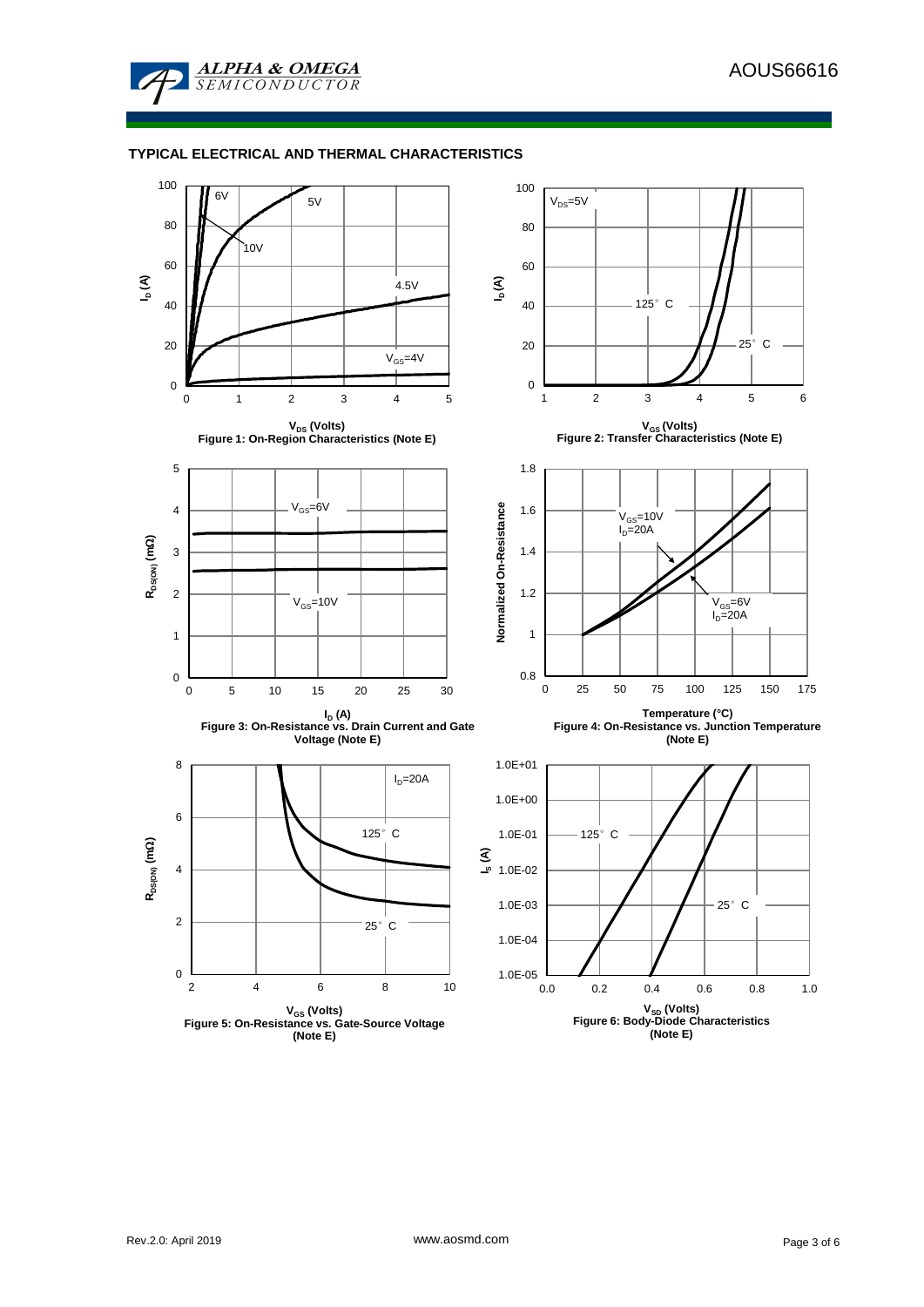## TYPICAL ELECTRICAL AND THERMAL CHARACTERISTICS

Figure 1: On-Region Characteristics (Note E)

Figure 2: Transfer Characteristics (Note E)

Figure 3: On-Resistance vs. Drain Current and Gate Voltage (Note E)

Figure 4: On-Resistance vs. Junction Temperature (Note E)

Figure 5: On-Resistance vs. Gate-Source Voltage (Note E)

Figure 6: Body-Diode Characteristics (Note E)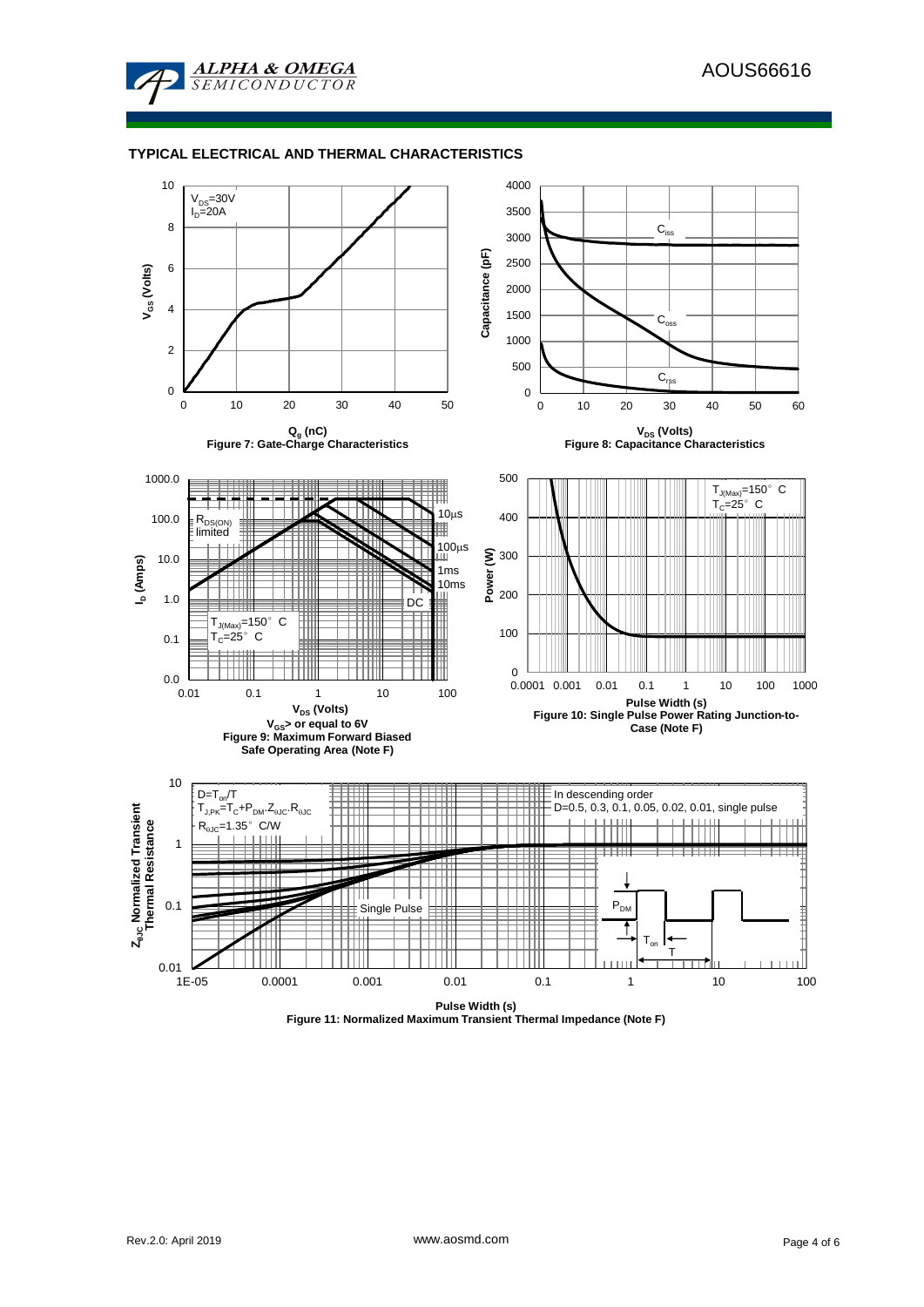## TYPICAL ELECTRICAL AND THERMAL CHARACTERISTICS

$V_{DS}$=30V
$I_D$=20A

$V_{GS}$ (Volts)

$Q_g$ (nC)

Figure 7: Gate-Charge Characteristics

$C_{iss}$

$C_{oss}$

$C_{rss}$

Capacitance (pF)

$V_{DS}$ (Volts)

Figure 8: Capacitance Characteristics

$R_{DS(ON)}$ limited

10µs

100µs

1ms

10ms

DC

$T_{J(Max)}$=150° C
$T_C$=25° C

$I_D$ (Amps)

$V_{DS}$ (Volts)

$V_{GS}$> or equal to 6V

Figure 9: Maximum Forward Biased Safe Operating Area (Note F)

$T_{J(Max)}$=150° C
$T_C$=25° C

Power (W)

Pulse Width (s)

Figure 10: Single Pulse Power Rating Junction-to-Case (Note F)

$D=T_{on}/T$
$T_{J,PK}=T_C+P_{DM}.Z_{\theta JC}.R_{\theta JC}$
$R_{\theta JC}$=1.35° C/W

In descending order
D=0.5, 0.3, 0.1, 0.05, 0.02, 0.01, single pulse

Single Pulse

$P_{DM}$

$T_{on}$

T

$Z_{\theta JC}$ Normalized Transient Thermal Resistance

Pulse Width (s)

Figure 11: Normalized Maximum Transient Thermal Impedance (Note F)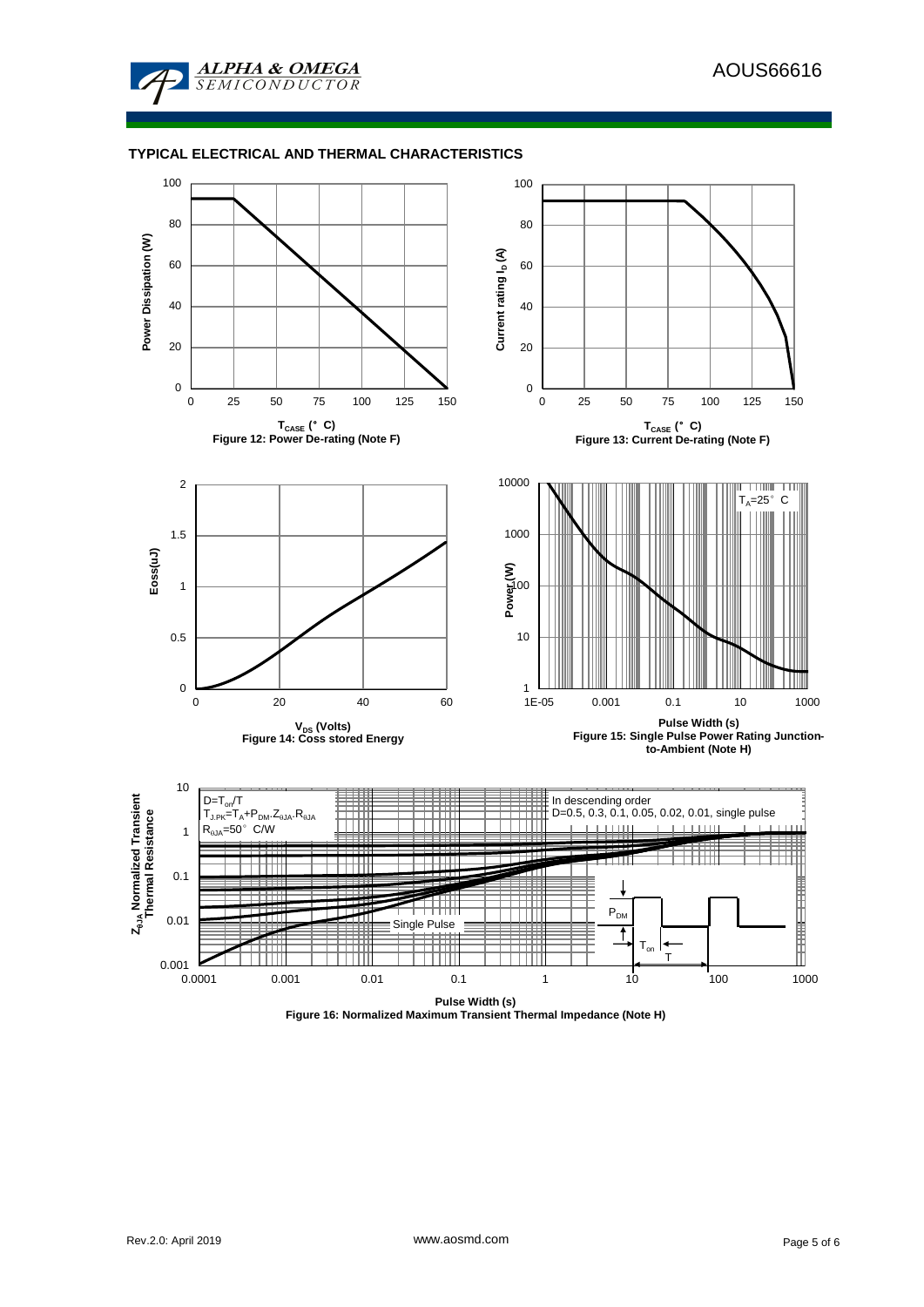## TYPICAL ELECTRICAL AND THERMAL CHARACTERISTICS

Figure 12: Power De-rating (Note F)

Figure 13: Current De-rating (Note F)

Figure 14: Coss stored Energy

Figure 15: Single Pulse Power Rating Junction-to-Ambient (Note H)

Figure 16: Normalized Maximum Transient Thermal Impedance (Note H)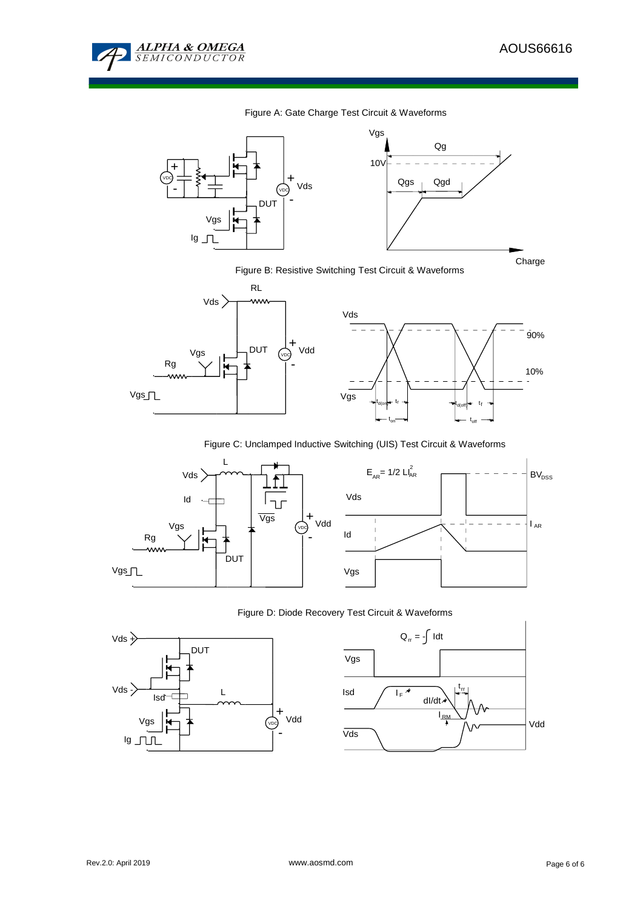Figure A: Gate Charge Test Circuit & Waveforms

VDC
+
-
Vds
+
-
VDC
DUT
Vgs
Ig

Vgs
Qg
10V
Qgs
Qgd
Charge

Figure B: Resistive Switching Test Circuit & Waveforms

RL
Vds
Vgs
DUT
VDC
+
Vdd
-
Rg
Vgs

Vds
90%
10%
Vgs
$t_{d(on)}$
$t_r$
$t_{on}$
$t_{d(off)}$
$t_f$
$t_{off}$

Figure C: Unclamped Inductive Switching (UIS) Test Circuit & Waveforms

L
Vds
Id
Vgs
Vgs
Rg
DUT
VDC
+
Vdd
-
Vgs

$E_{AR} = 1/2\ LI_{AR}^2$
$BV_{DSS}$
Vds
Id
$I_{AR}$
Vgs

Figure D: Diode Recovery Test Circuit & Waveforms

Vds +
DUT
Vds -
Isd
L
Vgs
Ig
+
VDC
Vdd
-

$Q_{rr} = -\int Idt$
Vgs
Isd
$I_F$
$t_{rr}$
dI/dt
$I_{RM}$
Vds
Vdd